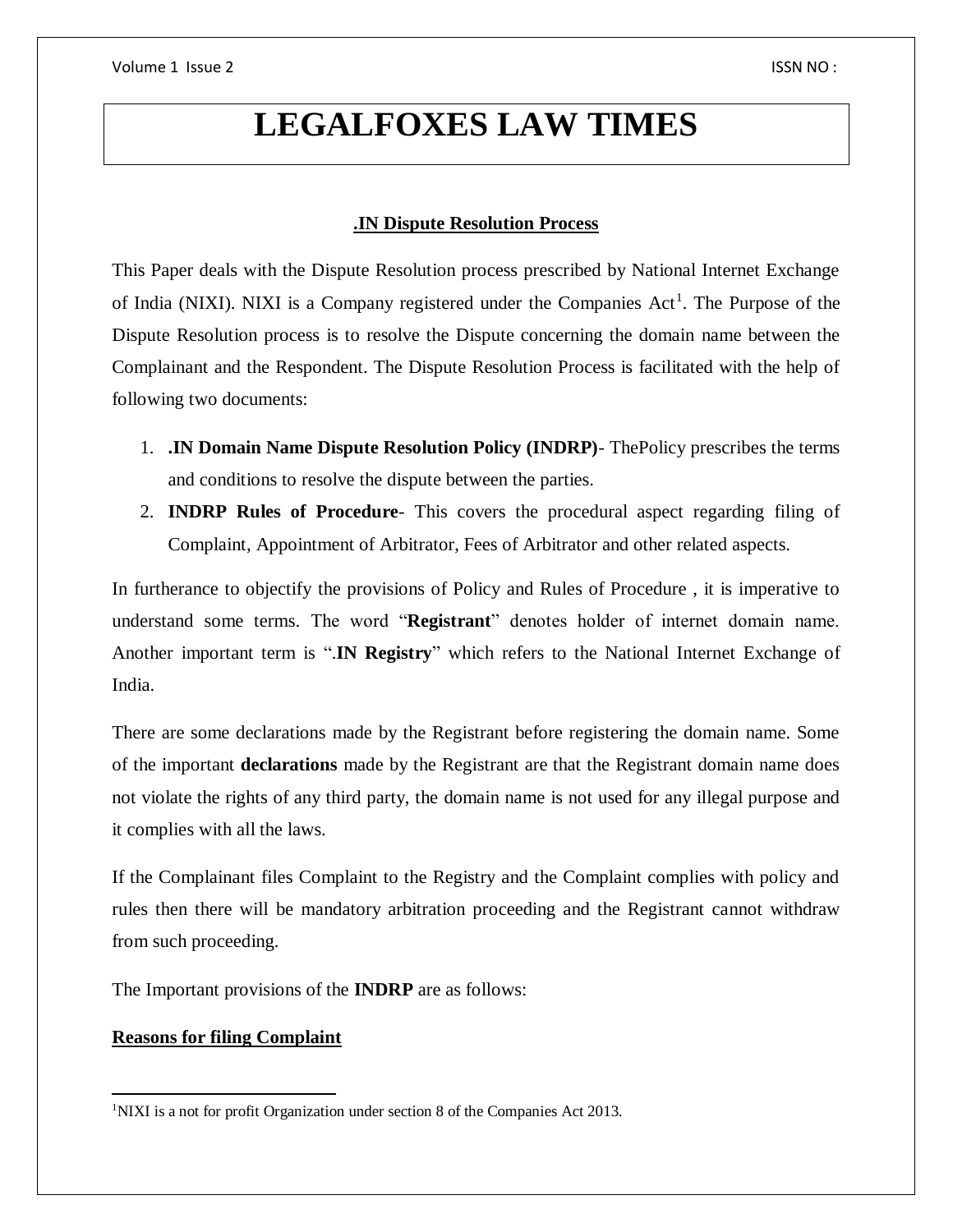# LEGALFOXES LAW TIMES

## .IN Dispute Resolution Process

This Paper deals with the Dispute Resolution process prescribed by National Internet Exchange of India (NIXI). NIXI is a Company registered under the Companies Act[1]. The Purpose of the Dispute Resolution process is to resolve the Dispute concerning the domain name between the Complainant and the Respondent. The Dispute Resolution Process is facilitated with the help of following two documents:

1. **.IN Domain Name Dispute Resolution Policy (INDRP)**- ThePolicy prescribes the terms and conditions to resolve the dispute between the parties.
2. **INDRP Rules of Procedure**- This covers the procedural aspect regarding filing of Complaint, Appointment of Arbitrator, Fees of Arbitrator and other related aspects.

In furtherance to objectify the provisions of Policy and Rules of Procedure , it is imperative to understand some terms. The word "**Registrant**" denotes holder of internet domain name. Another important term is "**.IN Registry**" which refers to the National Internet Exchange of India.

There are some declarations made by the Registrant before registering the domain name. Some of the important **declarations** made by the Registrant are that the Registrant domain name does not violate the rights of any third party, the domain name is not used for any illegal purpose and it complies with all the laws.

If the Complainant files Complaint to the Registry and the Complaint complies with policy and rules then there will be mandatory arbitration proceeding and the Registrant cannot withdraw from such proceeding.

The Important provisions of the **INDRP** are as follows:

### Reasons for filing Complaint

---

[1] NIXI is a not for profit Organization under section 8 of the Companies Act 2013.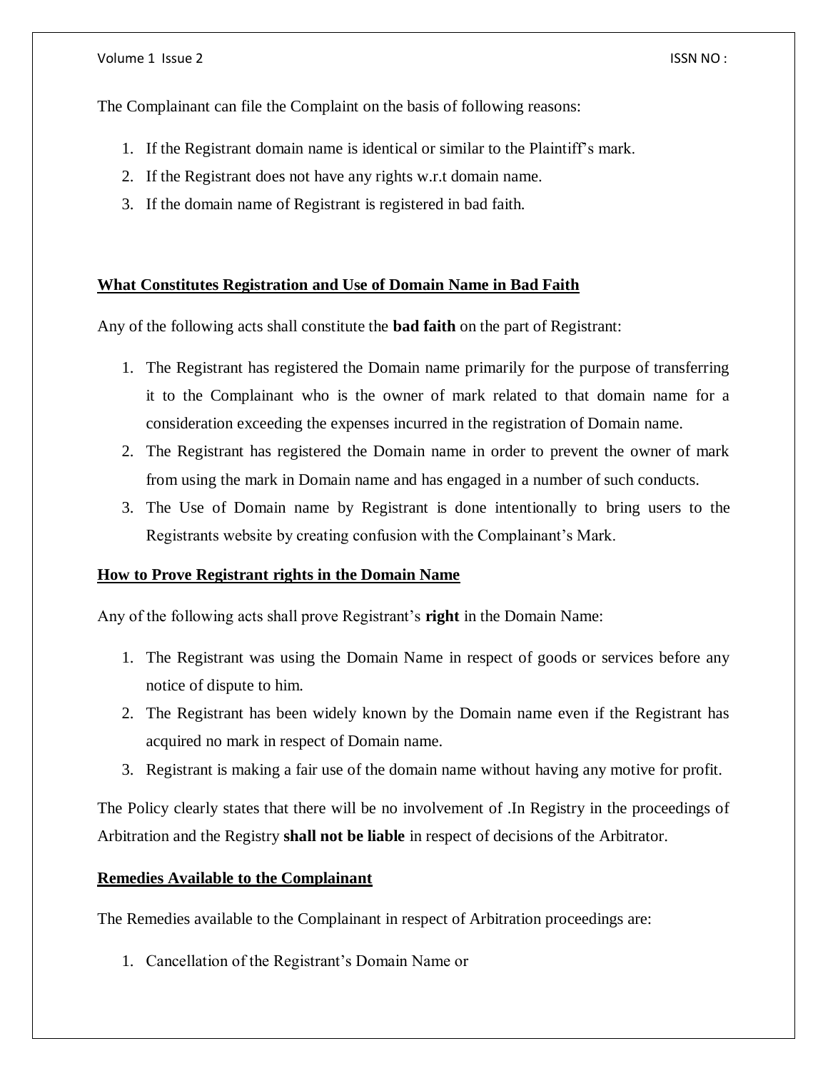The Complainant can file the Complaint on the basis of following reasons:

1. If the Registrant domain name is identical or similar to the Plaintiff's mark.
2. If the Registrant does not have any rights w.r.t domain name.
3. If the domain name of Registrant is registered in bad faith.

## What Constitutes Registration and Use of Domain Name in Bad Faith

Any of the following acts shall constitute the **bad faith** on the part of Registrant:

1. The Registrant has registered the Domain name primarily for the purpose of transferring it to the Complainant who is the owner of mark related to that domain name for a consideration exceeding the expenses incurred in the registration of Domain name.
2. The Registrant has registered the Domain name in order to prevent the owner of mark from using the mark in Domain name and has engaged in a number of such conducts.
3. The Use of Domain name by Registrant is done intentionally to bring users to the Registrants website by creating confusion with the Complainant's Mark.

## How to Prove Registrant rights in the Domain Name

Any of the following acts shall prove Registrant's **right** in the Domain Name:

1. The Registrant was using the Domain Name in respect of goods or services before any notice of dispute to him.
2. The Registrant has been widely known by the Domain name even if the Registrant has acquired no mark in respect of Domain name.
3. Registrant is making a fair use of the domain name without having any motive for profit.

The Policy clearly states that there will be no involvement of .In Registry in the proceedings of Arbitration and the Registry **shall not be liable** in respect of decisions of the Arbitrator.

## Remedies Available to the Complainant

The Remedies available to the Complainant in respect of Arbitration proceedings are:

1. Cancellation of the Registrant's Domain Name or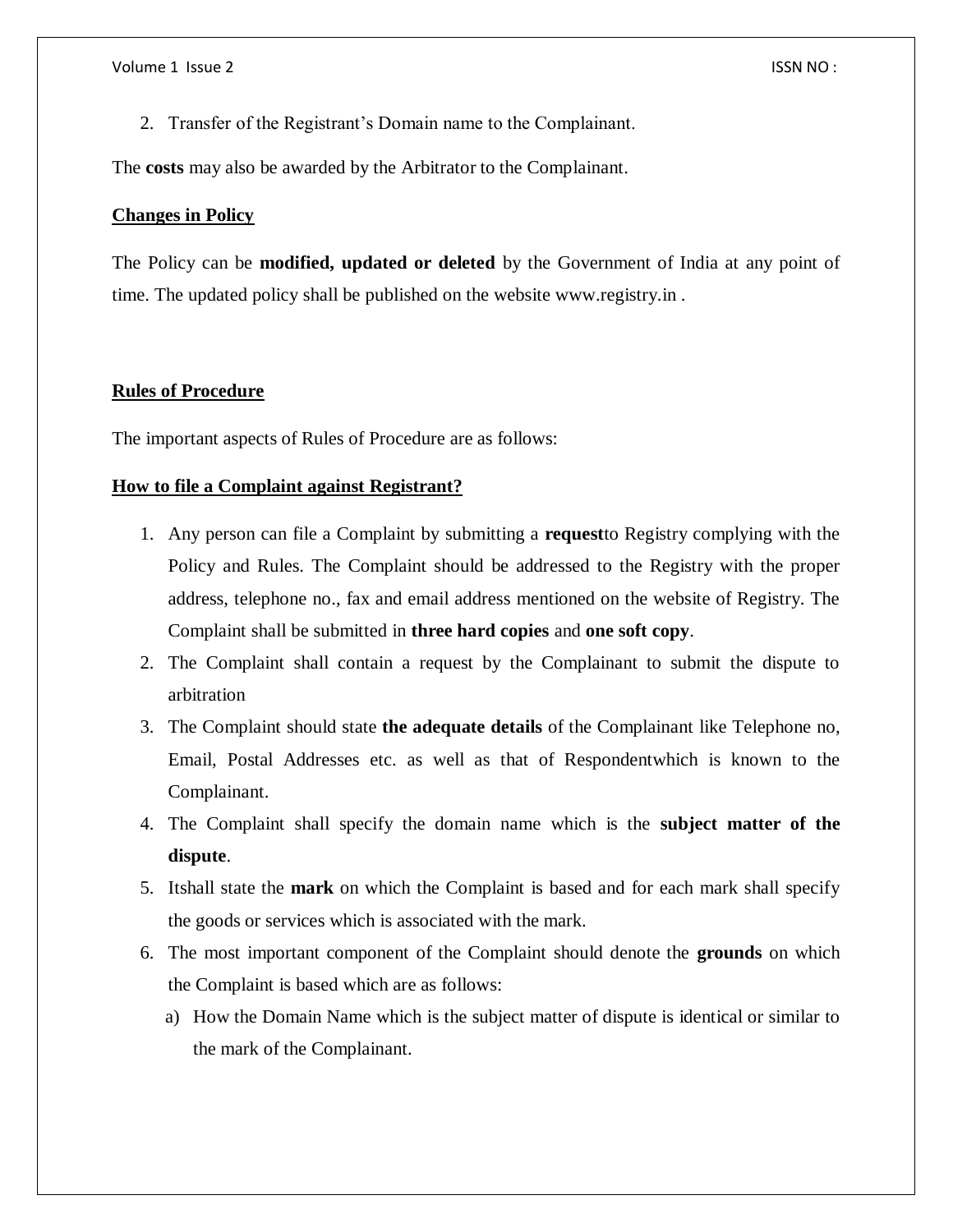2. Transfer of the Registrant's Domain name to the Complainant.

The **costs** may also be awarded by the Arbitrator to the Complainant.

**Changes in Policy**

The Policy can be **modified, updated or deleted** by the Government of India at any point of time. The updated policy shall be published on the website www.registry.in .

**Rules of Procedure**

The important aspects of Rules of Procedure are as follows:

**How to file a Complaint against Registrant?**

1. Any person can file a Complaint by submitting a **request**to Registry complying with the Policy and Rules. The Complaint should be addressed to the Registry with the proper address, telephone no., fax and email address mentioned on the website of Registry. The Complaint shall be submitted in **three hard copies** and **one soft copy**.
2. The Complaint shall contain a request by the Complainant to submit the dispute to arbitration
3. The Complaint should state **the adequate details** of the Complainant like Telephone no, Email, Postal Addresses etc. as well as that of Respondentwhich is known to the Complainant.
4. The Complaint shall specify the domain name which is the **subject matter of the dispute**.
5. Itshall state the **mark** on which the Complaint is based and for each mark shall specify the goods or services which is associated with the mark.
6. The most important component of the Complaint should denote the **grounds** on which the Complaint is based which are as follows:
   a) How the Domain Name which is the subject matter of dispute is identical or similar to the mark of the Complainant.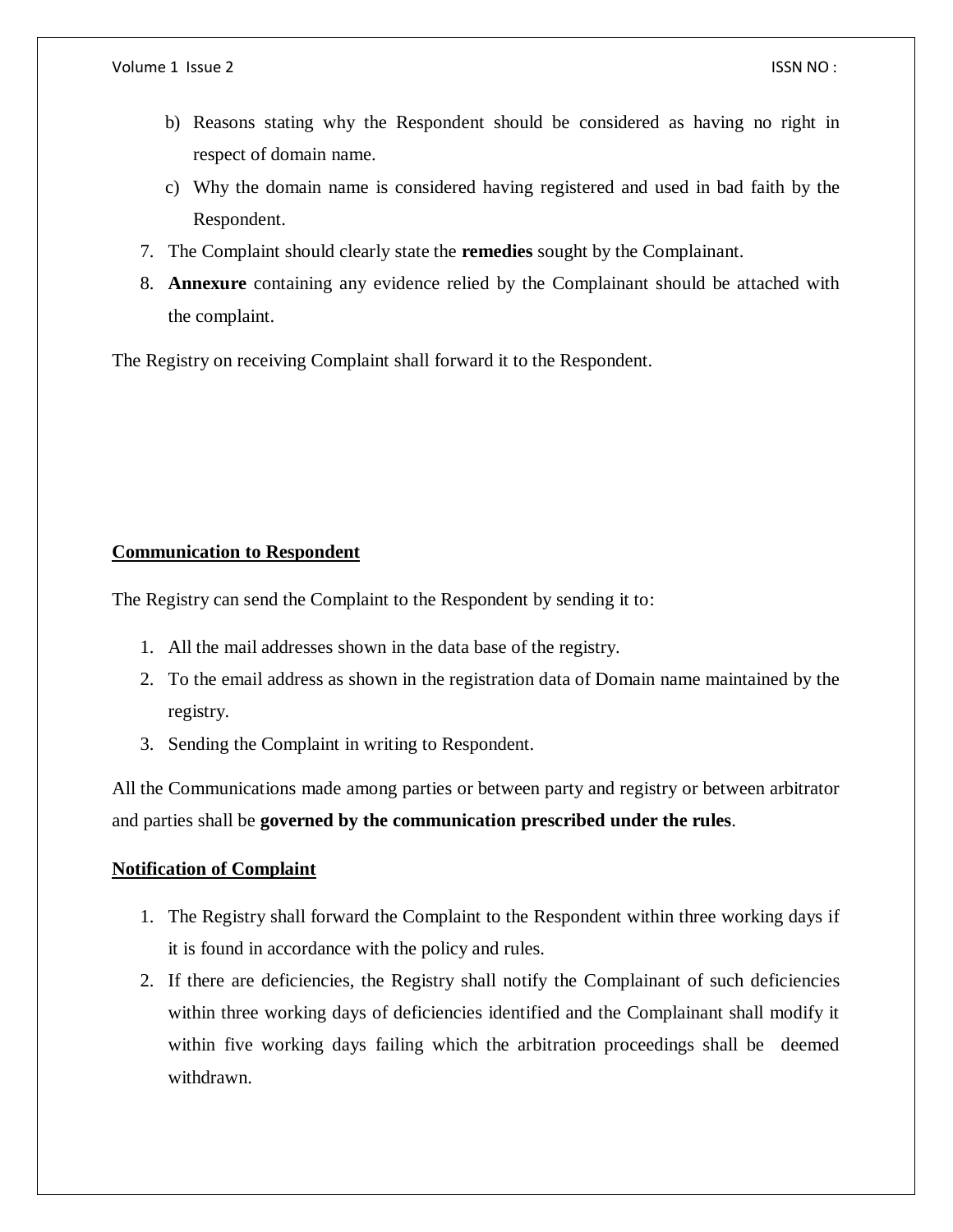b) Reasons stating why the Respondent should be considered as having no right in respect of domain name.

c) Why the domain name is considered having registered and used in bad faith by the Respondent.

7. The Complaint should clearly state the **remedies** sought by the Complainant.
8. **Annexure** containing any evidence relied by the Complainant should be attached with the complaint.

The Registry on receiving Complaint shall forward it to the Respondent.

## Communication to Respondent

The Registry can send the Complaint to the Respondent by sending it to:

1. All the mail addresses shown in the data base of the registry.
2. To the email address as shown in the registration data of Domain name maintained by the registry.
3. Sending the Complaint in writing to Respondent.

All the Communications made among parties or between party and registry or between arbitrator and parties shall be **governed by the communication prescribed under the rules**.

## Notification of Complaint

1. The Registry shall forward the Complaint to the Respondent within three working days if it is found in accordance with the policy and rules.
2. If there are deficiencies, the Registry shall notify the Complainant of such deficiencies within three working days of deficiencies identified and the Complainant shall modify it within five working days failing which the arbitration proceedings shall be deemed withdrawn.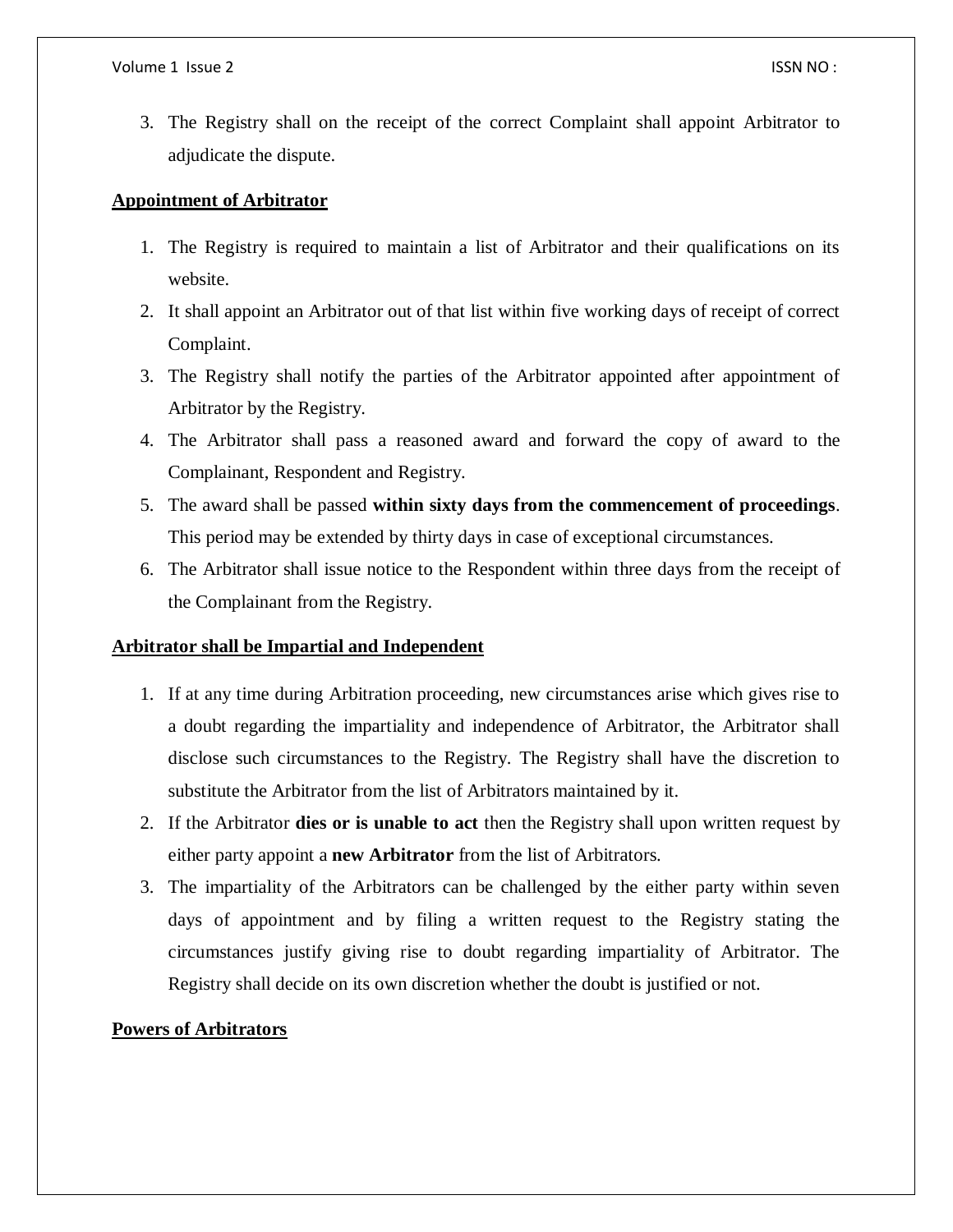3. The Registry shall on the receipt of the correct Complaint shall appoint Arbitrator to adjudicate the dispute.

**Appointment of Arbitrator**

1. The Registry is required to maintain a list of Arbitrator and their qualifications on its website.
2. It shall appoint an Arbitrator out of that list within five working days of receipt of correct Complaint.
3. The Registry shall notify the parties of the Arbitrator appointed after appointment of Arbitrator by the Registry.
4. The Arbitrator shall pass a reasoned award and forward the copy of award to the Complainant, Respondent and Registry.
5. The award shall be passed **within sixty days from the commencement of proceedings**. This period may be extended by thirty days in case of exceptional circumstances.
6. The Arbitrator shall issue notice to the Respondent within three days from the receipt of the Complainant from the Registry.

**Arbitrator shall be Impartial and Independent**

1. If at any time during Arbitration proceeding, new circumstances arise which gives rise to a doubt regarding the impartiality and independence of Arbitrator, the Arbitrator shall disclose such circumstances to the Registry. The Registry shall have the discretion to substitute the Arbitrator from the list of Arbitrators maintained by it.
2. If the Arbitrator **dies or is unable to act** then the Registry shall upon written request by either party appoint a **new Arbitrator** from the list of Arbitrators.
3. The impartiality of the Arbitrators can be challenged by the either party within seven days of appointment and by filing a written request to the Registry stating the circumstances justify giving rise to doubt regarding impartiality of Arbitrator. The Registry shall decide on its own discretion whether the doubt is justified or not.

**Powers of Arbitrators**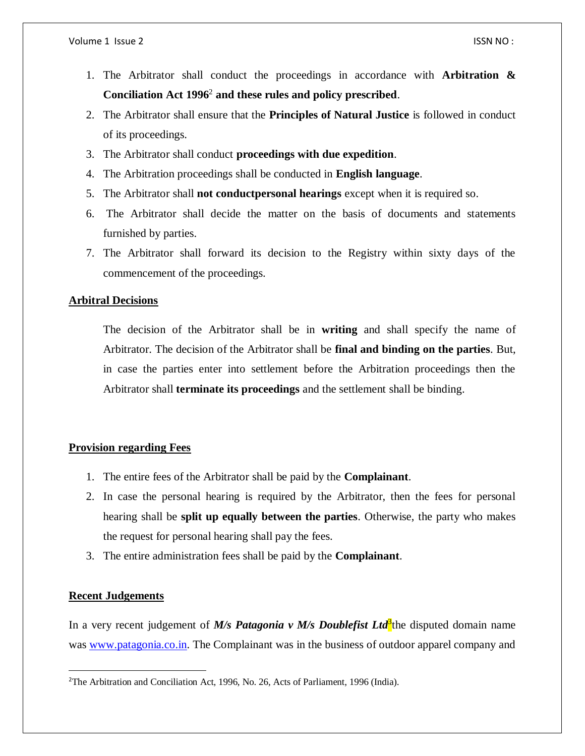1. The Arbitrator shall conduct the proceedings in accordance with **Arbitration & Conciliation Act 1996**[2] **and these rules and policy prescribed**.
2. The Arbitrator shall ensure that the **Principles of Natural Justice** is followed in conduct of its proceedings.
3. The Arbitrator shall conduct **proceedings with due expedition**.
4. The Arbitration proceedings shall be conducted in **English language**.
5. The Arbitrator shall **not conductpersonal hearings** except when it is required so.
6. The Arbitrator shall decide the matter on the basis of documents and statements furnished by parties.
7. The Arbitrator shall forward its decision to the Registry within sixty days of the commencement of the proceedings.

## Arbitral Decisions

The decision of the Arbitrator shall be in **writing** and shall specify the name of Arbitrator. The decision of the Arbitrator shall be **final and binding on the parties**. But, in case the parties enter into settlement before the Arbitration proceedings then the Arbitrator shall **terminate its proceedings** and the settlement shall be binding.

## Provision regarding Fees

1. The entire fees of the Arbitrator shall be paid by the **Complainant**.
2. In case the personal hearing is required by the Arbitrator, then the fees for personal hearing shall be **split up equally between the parties**. Otherwise, the party who makes the request for personal hearing shall pay the fees.
3. The entire administration fees shall be paid by the **Complainant**.

## Recent Judgements

In a very recent judgement of ***M/s Patagonia v M/s Doublefist Ltd***[3]the disputed domain name was www.patagonia.co.in. The Complainant was in the business of outdoor apparel company and

---

[2]The Arbitration and Conciliation Act, 1996, No. 26, Acts of Parliament, 1996 (India).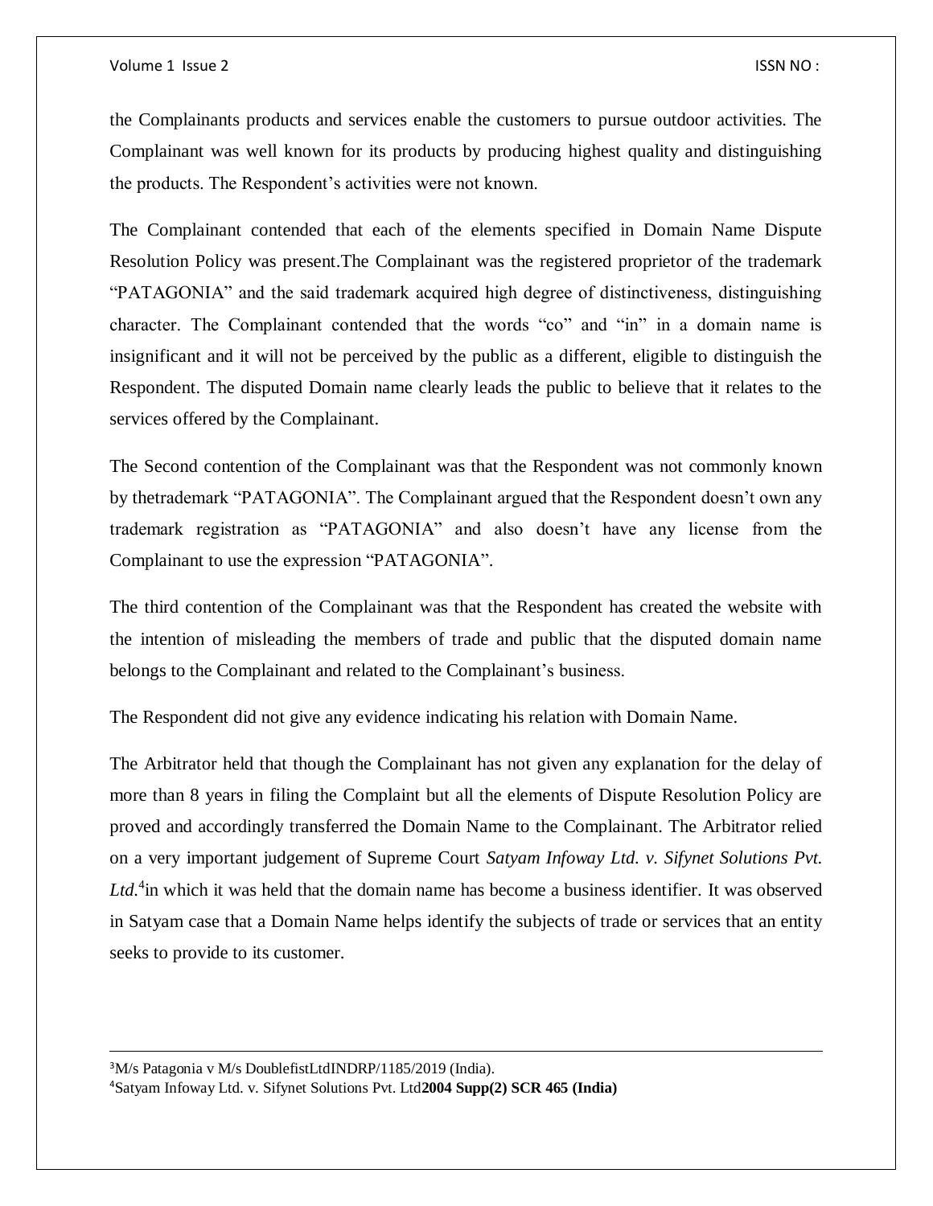the Complainants products and services enable the customers to pursue outdoor activities. The Complainant was well known for its products by producing highest quality and distinguishing the products. The Respondent's activities were not known.

The Complainant contended that each of the elements specified in Domain Name Dispute Resolution Policy was present.The Complainant was the registered proprietor of the trademark "PATAGONIA" and the said trademark acquired high degree of distinctiveness, distinguishing character. The Complainant contended that the words "co" and "in" in a domain name is insignificant and it will not be perceived by the public as a different, eligible to distinguish the Respondent. The disputed Domain name clearly leads the public to believe that it relates to the services offered by the Complainant.

The Second contention of the Complainant was that the Respondent was not commonly known by thetrademark "PATAGONIA". The Complainant argued that the Respondent doesn't own any trademark registration as "PATAGONIA" and also doesn't have any license from the Complainant to use the expression "PATAGONIA".

The third contention of the Complainant was that the Respondent has created the website with the intention of misleading the members of trade and public that the disputed domain name belongs to the Complainant and related to the Complainant's business.

The Respondent did not give any evidence indicating his relation with Domain Name.

The Arbitrator held that though the Complainant has not given any explanation for the delay of more than 8 years in filing the Complaint but all the elements of Dispute Resolution Policy are proved and accordingly transferred the Domain Name to the Complainant. The Arbitrator relied on a very important judgement of Supreme Court *Satyam Infoway Ltd. v. Sifynet Solutions Pvt. Ltd.*[4]in which it was held that the domain name has become a business identifier. It was observed in Satyam case that a Domain Name helps identify the subjects of trade or services that an entity seeks to provide to its customer.

---

[3]M/s Patagonia v M/s DoublefistLtdINDRP/1185/2019 (India).

[4]Satyam Infoway Ltd. v. Sifynet Solutions Pvt. Ltd**2004 Supp(2) SCR 465 (India)**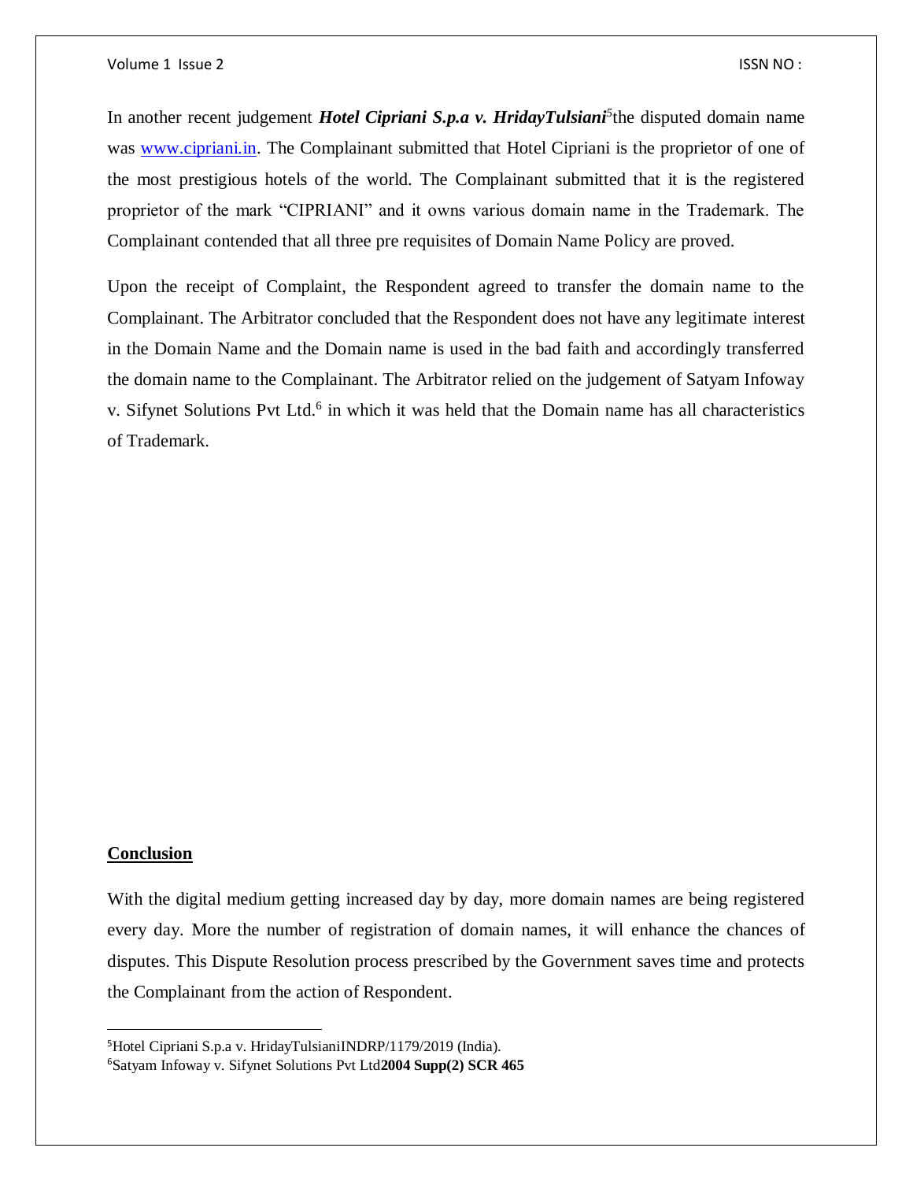In another recent judgement ***Hotel Cipriani S.p.a v. HridayTulsiani***[5]the disputed domain name was www.cipriani.in. The Complainant submitted that Hotel Cipriani is the proprietor of one of the most prestigious hotels of the world. The Complainant submitted that it is the registered proprietor of the mark "CIPRIANI" and it owns various domain name in the Trademark. The Complainant contended that all three pre requisites of Domain Name Policy are proved.

Upon the receipt of Complaint, the Respondent agreed to transfer the domain name to the Complainant. The Arbitrator concluded that the Respondent does not have any legitimate interest in the Domain Name and the Domain name is used in the bad faith and accordingly transferred the domain name to the Complainant. The Arbitrator relied on the judgement of Satyam Infoway v. Sifynet Solutions Pvt Ltd.[6] in which it was held that the Domain name has all characteristics of Trademark.

## Conclusion

With the digital medium getting increased day by day, more domain names are being registered every day. More the number of registration of domain names, it will enhance the chances of disputes. This Dispute Resolution process prescribed by the Government saves time and protects the Complainant from the action of Respondent.

---

[5]Hotel Cipriani S.p.a v. HridayTulsianiINDRP/1179/2019 (India).

[6]Satyam Infoway v. Sifynet Solutions Pvt Ltd**2004 Supp(2) SCR 465**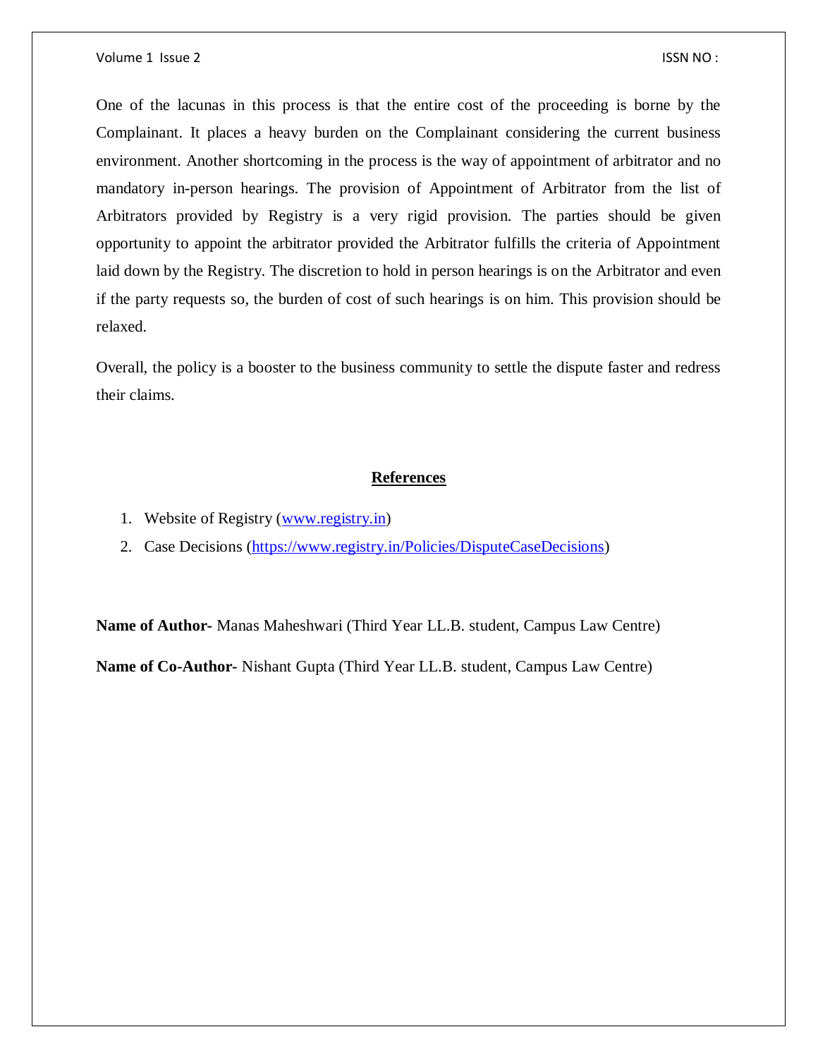One of the lacunas in this process is that the entire cost of the proceeding is borne by the Complainant. It places a heavy burden on the Complainant considering the current business environment. Another shortcoming in the process is the way of appointment of arbitrator and no mandatory in-person hearings. The provision of Appointment of Arbitrator from the list of Arbitrators provided by Registry is a very rigid provision. The parties should be given opportunity to appoint the arbitrator provided the Arbitrator fulfills the criteria of Appointment laid down by the Registry. The discretion to hold in person hearings is on the Arbitrator and even if the party requests so, the burden of cost of such hearings is on him. This provision should be relaxed.

Overall, the policy is a booster to the business community to settle the dispute faster and redress their claims.

## References

1. Website of Registry (www.registry.in)
2. Case Decisions (https://www.registry.in/Policies/DisputeCaseDecisions)

**Name of Author-** Manas Maheshwari (Third Year LL.B. student, Campus Law Centre)

**Name of Co-Author-** Nishant Gupta (Third Year LL.B. student, Campus Law Centre)